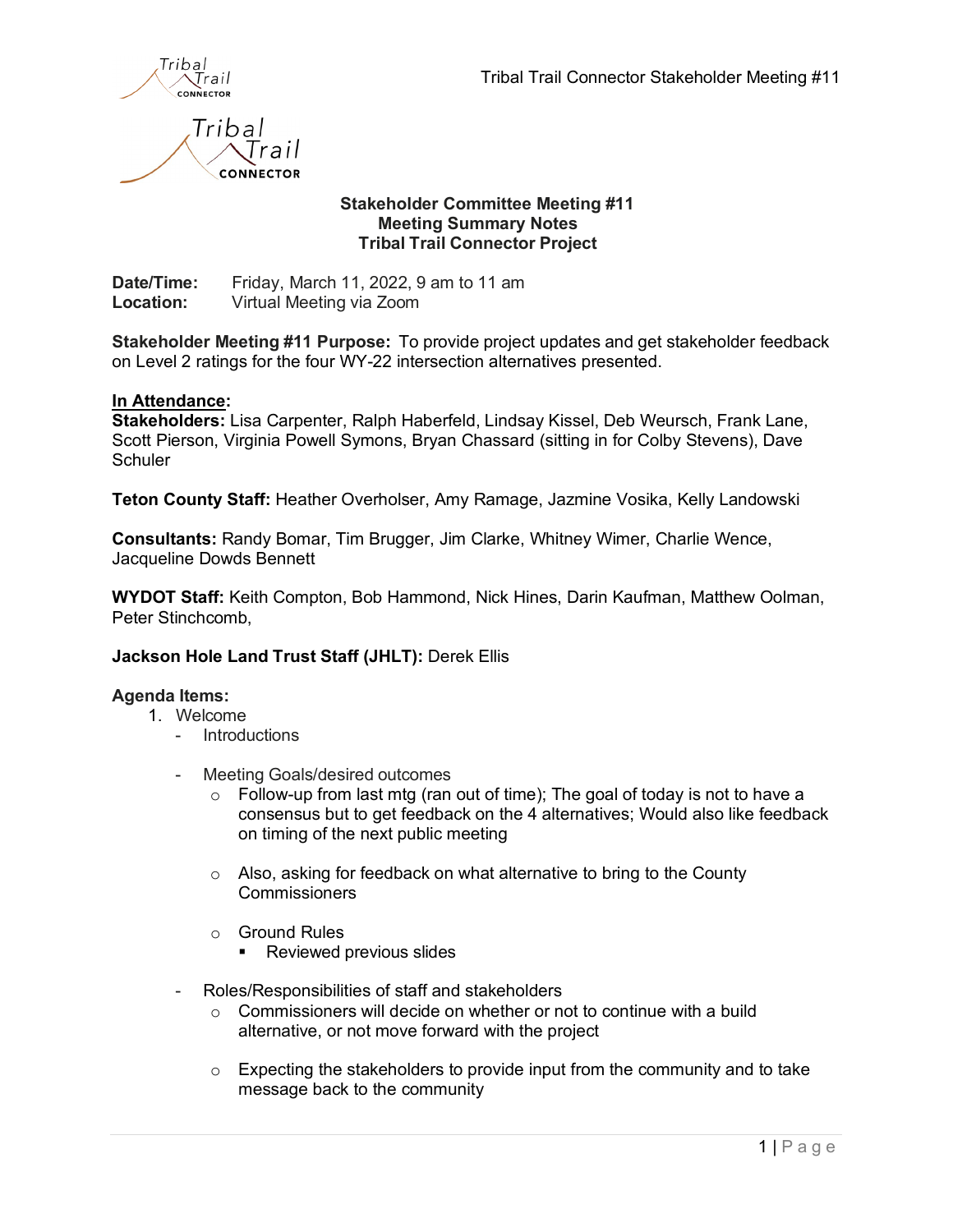**Stakeholder Committee Meeting #11**
**Meeting Summary Notes**
**Tribal Trail Connector Project**

**Date/Time:** Friday, March 11, 2022, 9 am to 11 am
**Location:** Virtual Meeting via Zoom

**Stakeholder Meeting #11 Purpose:** To provide project updates and get stakeholder feedback on Level 2 ratings for the four WY-22 intersection alternatives presented.

**In Attendance:**
**Stakeholders:** Lisa Carpenter, Ralph Haberfeld, Lindsay Kissel, Deb Weursch, Frank Lane, Scott Pierson, Virginia Powell Symons, Bryan Chassard (sitting in for Colby Stevens), Dave Schuler

**Teton County Staff:** Heather Overholser, Amy Ramage, Jazmine Vosika, Kelly Landowski

**Consultants:** Randy Bomar, Tim Brugger, Jim Clarke, Whitney Wimer, Charlie Wence, Jacqueline Dowds Bennett

**WYDOT Staff:** Keith Compton, Bob Hammond, Nick Hines, Darin Kaufman, Matthew Oolman, Peter Stinchcomb,

**Jackson Hole Land Trust Staff (JHLT):** Derek Ellis

**Agenda Items:**

1. Welcome
   - Introductions
   - Meeting Goals/desired outcomes
     - Follow-up from last mtg (ran out of time); The goal of today is not to have a consensus but to get feedback on the 4 alternatives; Would also like feedback on timing of the next public meeting
     - Also, asking for feedback on what alternative to bring to the County Commissioners
     - Ground Rules
       - Reviewed previous slides
   - Roles/Responsibilities of staff and stakeholders
     - Commissioners will decide on whether or not to continue with a build alternative, or not move forward with the project
     - Expecting the stakeholders to provide input from the community and to take message back to the community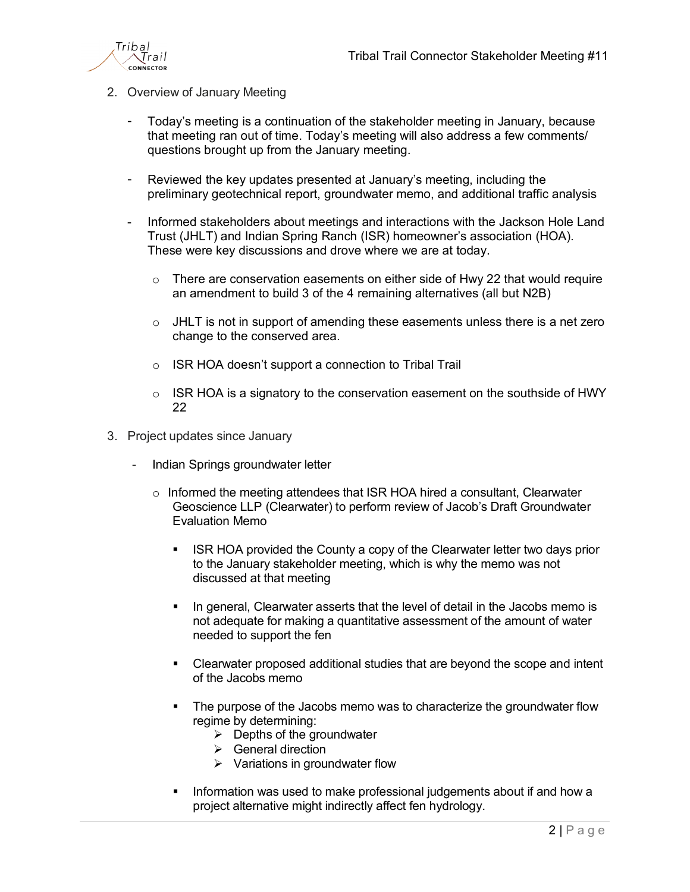2. Overview of January Meeting

   - Today's meeting is a continuation of the stakeholder meeting in January, because that meeting ran out of time. Today's meeting will also address a few comments/ questions brought up from the January meeting.

   - Reviewed the key updates presented at January's meeting, including the preliminary geotechnical report, groundwater memo, and additional traffic analysis

   - Informed stakeholders about meetings and interactions with the Jackson Hole Land Trust (JHLT) and Indian Spring Ranch (ISR) homeowner's association (HOA). These were key discussions and drove where we are at today.

     - There are conservation easements on either side of Hwy 22 that would require an amendment to build 3 of the 4 remaining alternatives (all but N2B)

     - JHLT is not in support of amending these easements unless there is a net zero change to the conserved area.

     - ISR HOA doesn't support a connection to Tribal Trail

     - ISR HOA is a signatory to the conservation easement on the southside of HWY 22

3. Project updates since January

   - Indian Springs groundwater letter

     - Informed the meeting attendees that ISR HOA hired a consultant, Clearwater Geoscience LLP (Clearwater) to perform review of Jacob's Draft Groundwater Evaluation Memo

       - ISR HOA provided the County a copy of the Clearwater letter two days prior to the January stakeholder meeting, which is why the memo was not discussed at that meeting

       - In general, Clearwater asserts that the level of detail in the Jacobs memo is not adequate for making a quantitative assessment of the amount of water needed to support the fen

       - Clearwater proposed additional studies that are beyond the scope and intent of the Jacobs memo

       - The purpose of the Jacobs memo was to characterize the groundwater flow regime by determining:
         - Depths of the groundwater
         - General direction
         - Variations in groundwater flow

       - Information was used to make professional judgements about if and how a project alternative might indirectly affect fen hydrology.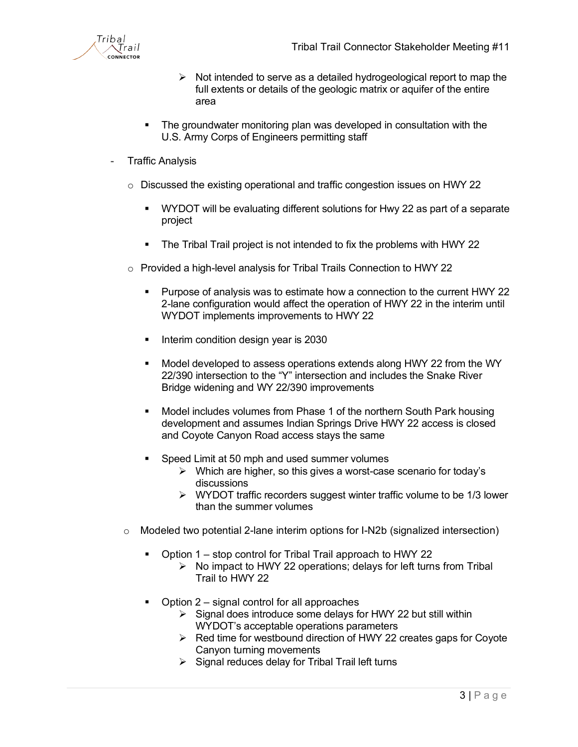- Not intended to serve as a detailed hydrogeological report to map the full extents or details of the geologic matrix or aquifer of the entire area

    - The groundwater monitoring plan was developed in consultation with the U.S. Army Corps of Engineers permitting staff

- Traffic Analysis
  - Discussed the existing operational and traffic congestion issues on HWY 22
    - WYDOT will be evaluating different solutions for Hwy 22 as part of a separate project
    - The Tribal Trail project is not intended to fix the problems with HWY 22
  - Provided a high-level analysis for Tribal Trails Connection to HWY 22
    - Purpose of analysis was to estimate how a connection to the current HWY 22 2-lane configuration would affect the operation of HWY 22 in the interim until WYDOT implements improvements to HWY 22
    - Interim condition design year is 2030
    - Model developed to assess operations extends along HWY 22 from the WY 22/390 intersection to the "Y" intersection and includes the Snake River Bridge widening and WY 22/390 improvements
    - Model includes volumes from Phase 1 of the northern South Park housing development and assumes Indian Springs Drive HWY 22 access is closed and Coyote Canyon Road access stays the same
    - Speed Limit at 50 mph and used summer volumes
      - Which are higher, so this gives a worst-case scenario for today's discussions
      - WYDOT traffic recorders suggest winter traffic volume to be 1/3 lower than the summer volumes
  - Modeled two potential 2-lane interim options for I-N2b (signalized intersection)
    - Option 1 – stop control for Tribal Trail approach to HWY 22
      - No impact to HWY 22 operations; delays for left turns from Tribal Trail to HWY 22
    - Option 2 – signal control for all approaches
      - Signal does introduce some delays for HWY 22 but still within WYDOT's acceptable operations parameters
      - Red time for westbound direction of HWY 22 creates gaps for Coyote Canyon turning movements
      - Signal reduces delay for Tribal Trail left turns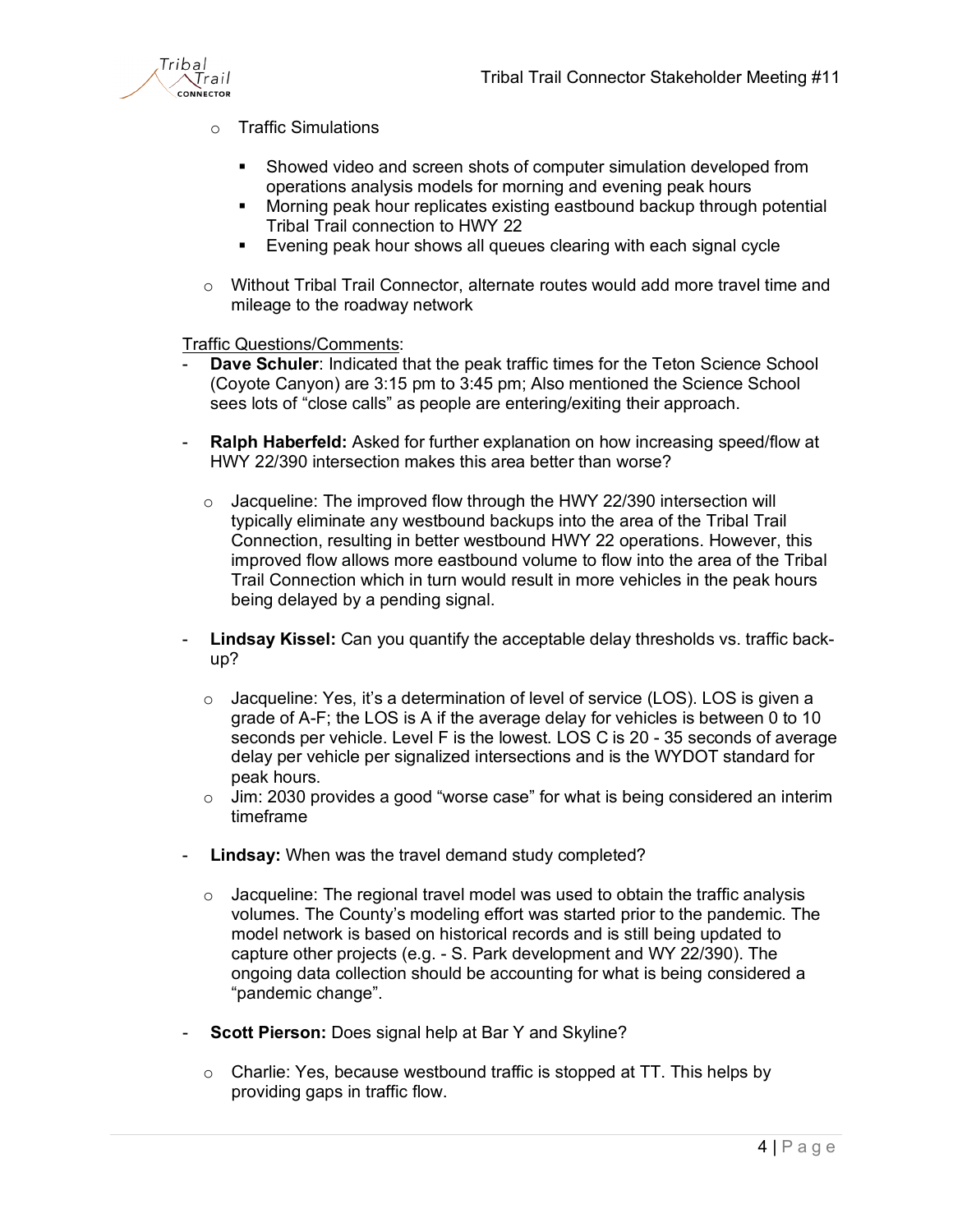- Traffic Simulations
  - Showed video and screen shots of computer simulation developed from operations analysis models for morning and evening peak hours
  - Morning peak hour replicates existing eastbound backup through potential Tribal Trail connection to HWY 22
  - Evening peak hour shows all queues clearing with each signal cycle
- Without Tribal Trail Connector, alternate routes would add more travel time and mileage to the roadway network

<u>Traffic Questions/Comments</u>:

- **Dave Schuler**: Indicated that the peak traffic times for the Teton Science School (Coyote Canyon) are 3:15 pm to 3:45 pm; Also mentioned the Science School sees lots of "close calls" as people are entering/exiting their approach.

- **Ralph Haberfeld:** Asked for further explanation on how increasing speed/flow at HWY 22/390 intersection makes this area better than worse?
  - Jacqueline: The improved flow through the HWY 22/390 intersection will typically eliminate any westbound backups into the area of the Tribal Trail Connection, resulting in better westbound HWY 22 operations. However, this improved flow allows more eastbound volume to flow into the area of the Tribal Trail Connection which in turn would result in more vehicles in the peak hours being delayed by a pending signal.

- **Lindsay Kissel:** Can you quantify the acceptable delay thresholds vs. traffic back-up?
  - Jacqueline: Yes, it's a determination of level of service (LOS). LOS is given a grade of A-F; the LOS is A if the average delay for vehicles is between 0 to 10 seconds per vehicle. Level F is the lowest. LOS C is 20 - 35 seconds of average delay per vehicle per signalized intersections and is the WYDOT standard for peak hours.
  - Jim: 2030 provides a good "worse case" for what is being considered an interim timeframe

- **Lindsay:** When was the travel demand study completed?
  - Jacqueline: The regional travel model was used to obtain the traffic analysis volumes. The County's modeling effort was started prior to the pandemic. The model network is based on historical records and is still being updated to capture other projects (e.g. - S. Park development and WY 22/390). The ongoing data collection should be accounting for what is being considered a "pandemic change".

- **Scott Pierson:** Does signal help at Bar Y and Skyline?
  - Charlie: Yes, because westbound traffic is stopped at TT. This helps by providing gaps in traffic flow.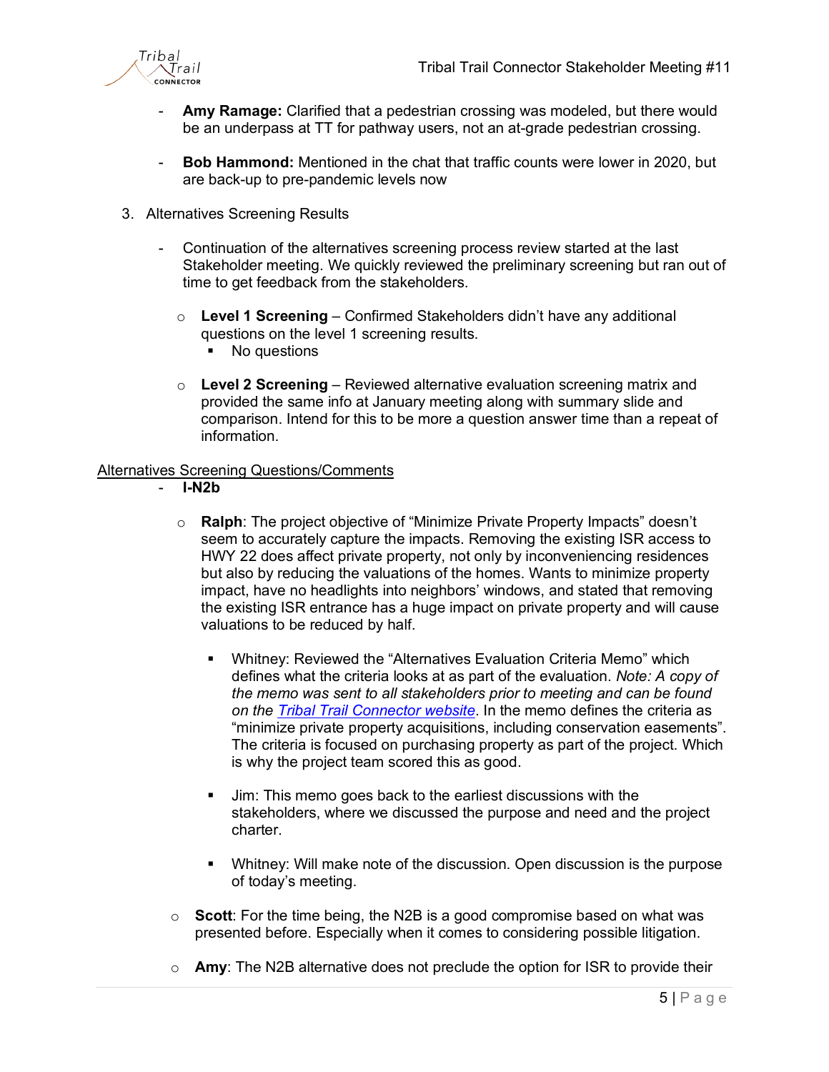- **Amy Ramage:** Clarified that a pedestrian crossing was modeled, but there would be an underpass at TT for pathway users, not an at-grade pedestrian crossing.

- **Bob Hammond:** Mentioned in the chat that traffic counts were lower in 2020, but are back-up to pre-pandemic levels now

3. Alternatives Screening Results

   - Continuation of the alternatives screening process review started at the last Stakeholder meeting. We quickly reviewed the preliminary screening but ran out of time to get feedback from the stakeholders.

     - **Level 1 Screening** – Confirmed Stakeholders didn't have any additional questions on the level 1 screening results.
       - No questions

     - **Level 2 Screening** – Reviewed alternative evaluation screening matrix and provided the same info at January meeting along with summary slide and comparison. Intend for this to be more a question answer time than a repeat of information.

<u>Alternatives Screening Questions/Comments</u>

- **I-N2b**

  - **Ralph**: The project objective of "Minimize Private Property Impacts" doesn't seem to accurately capture the impacts. Removing the existing ISR access to HWY 22 does affect private property, not only by inconveniencing residences but also by reducing the valuations of the homes. Wants to minimize property impact, have no headlights into neighbors' windows, and stated that removing the existing ISR entrance has a huge impact on private property and will cause valuations to be reduced by half.

    - Whitney: Reviewed the "Alternatives Evaluation Criteria Memo" which defines what the criteria looks at as part of the evaluation. *Note: A copy of the memo was sent to all stakeholders prior to meeting and can be found on the [Tribal Trail Connector website](Tribal Trail Connector website).* In the memo defines the criteria as "minimize private property acquisitions, including conservation easements". The criteria is focused on purchasing property as part of the project. Which is why the project team scored this as good.

    - Jim: This memo goes back to the earliest discussions with the stakeholders, where we discussed the purpose and need and the project charter.

    - Whitney: Will make note of the discussion. Open discussion is the purpose of today's meeting.

  - **Scott**: For the time being, the N2B is a good compromise based on what was presented before. Especially when it comes to considering possible litigation.

  - **Amy**: The N2B alternative does not preclude the option for ISR to provide their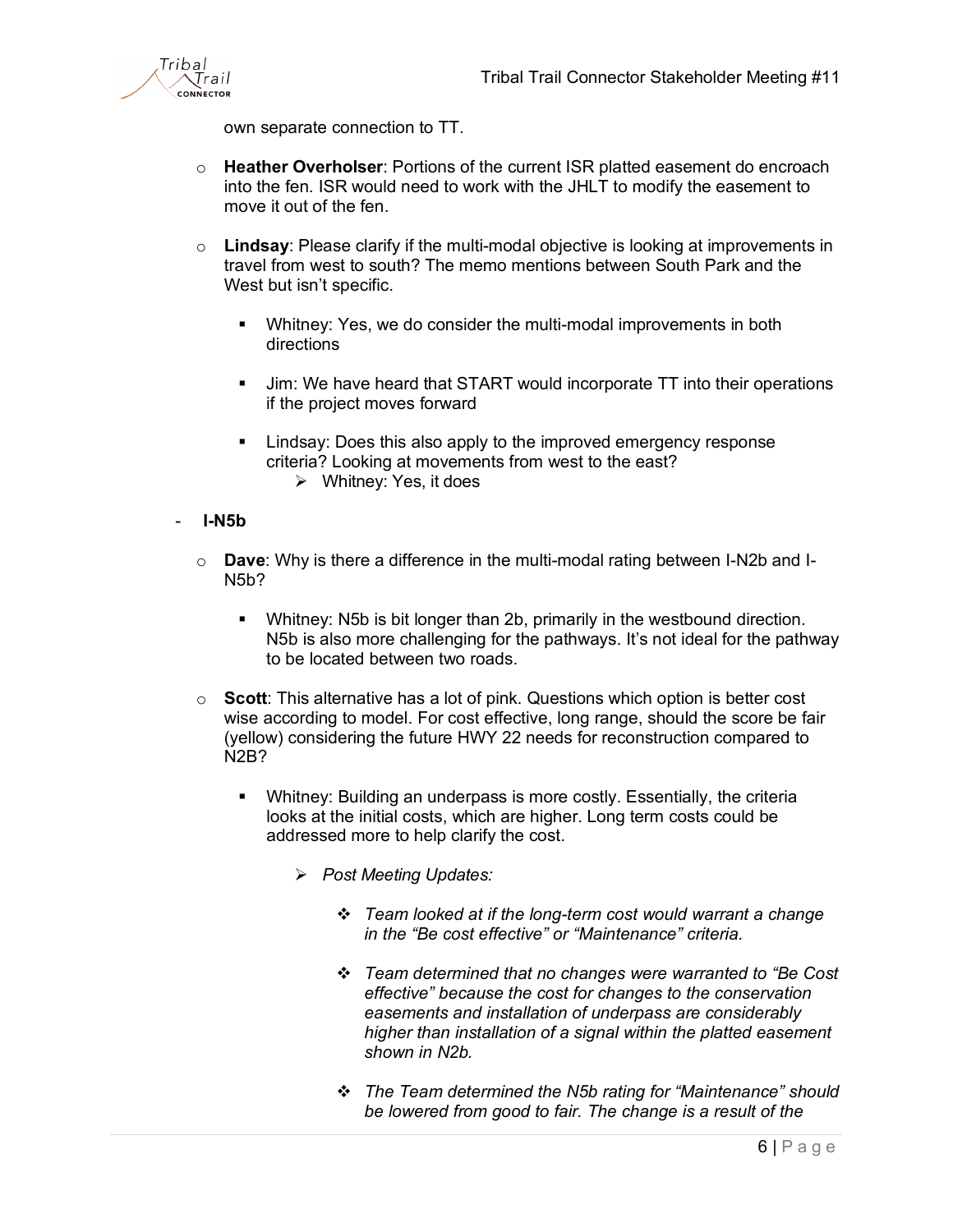own separate connection to TT.

- **Heather Overholser**: Portions of the current ISR platted easement do encroach into the fen. ISR would need to work with the JHLT to modify the easement to move it out of the fen.

- **Lindsay**: Please clarify if the multi-modal objective is looking at improvements in travel from west to south? The memo mentions between South Park and the West but isn't specific.

  - Whitney: Yes, we do consider the multi-modal improvements in both directions

  - Jim: We have heard that START would incorporate TT into their operations if the project moves forward

  - Lindsay: Does this also apply to the improved emergency response criteria? Looking at movements from west to the east?
    - Whitney: Yes, it does

- **I-N5b**

  - **Dave**: Why is there a difference in the multi-modal rating between I-N2b and I-N5b?

    - Whitney: N5b is bit longer than 2b, primarily in the westbound direction. N5b is also more challenging for the pathways. It's not ideal for the pathway to be located between two roads.

  - **Scott**: This alternative has a lot of pink. Questions which option is better cost wise according to model. For cost effective, long range, should the score be fair (yellow) considering the future HWY 22 needs for reconstruction compared to N2B?

    - Whitney: Building an underpass is more costly. Essentially, the criteria looks at the initial costs, which are higher. Long term costs could be addressed more to help clarify the cost.

      - *Post Meeting Updates:*

        - *Team looked at if the long-term cost would warrant a change in the "Be cost effective" or "Maintenance" criteria.*

        - *Team determined that no changes were warranted to "Be Cost effective" because the cost for changes to the conservation easements and installation of underpass are considerably higher than installation of a signal within the platted easement shown in N2b.*

        - *The Team determined the N5b rating for "Maintenance" should be lowered from good to fair. The change is a result of the*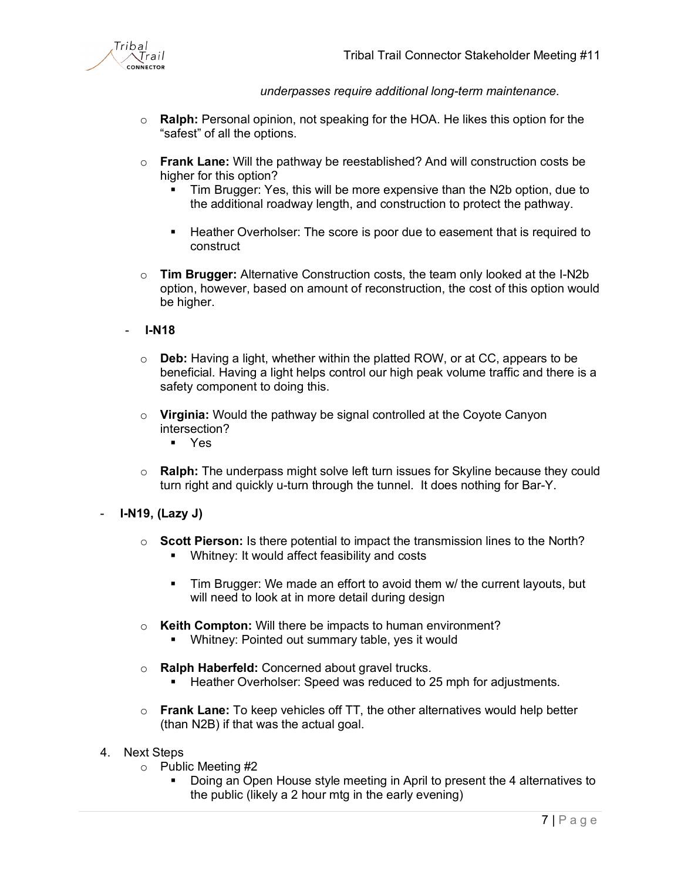*underpasses require additional long-term maintenance.*

- **Ralph:** Personal opinion, not speaking for the HOA. He likes this option for the "safest" of all the options.

- **Frank Lane:** Will the pathway be reestablished? And will construction costs be higher for this option?
  - Tim Brugger: Yes, this will be more expensive than the N2b option, due to the additional roadway length, and construction to protect the pathway.

  - Heather Overholser: The score is poor due to easement that is required to construct

- **Tim Brugger:** Alternative Construction costs, the team only looked at the I-N2b option, however, based on amount of reconstruction, the cost of this option would be higher.

- **I-N18**

  - **Deb:** Having a light, whether within the platted ROW, or at CC, appears to be beneficial. Having a light helps control our high peak volume traffic and there is a safety component to doing this.

  - **Virginia:** Would the pathway be signal controlled at the Coyote Canyon intersection?
    - Yes

  - **Ralph:** The underpass might solve left turn issues for Skyline because they could turn right and quickly u-turn through the tunnel. It does nothing for Bar-Y.

- **I-N19, (Lazy J)**

  - **Scott Pierson:** Is there potential to impact the transmission lines to the North?
    - Whitney: It would affect feasibility and costs

    - Tim Brugger: We made an effort to avoid them w/ the current layouts, but will need to look at in more detail during design

  - **Keith Compton:** Will there be impacts to human environment?
    - Whitney: Pointed out summary table, yes it would

  - **Ralph Haberfeld:** Concerned about gravel trucks.
    - Heather Overholser: Speed was reduced to 25 mph for adjustments.

  - **Frank Lane:** To keep vehicles off TT, the other alternatives would help better (than N2B) if that was the actual goal.

4. Next Steps
   - Public Meeting #2
     - Doing an Open House style meeting in April to present the 4 alternatives to the public (likely a 2 hour mtg in the early evening)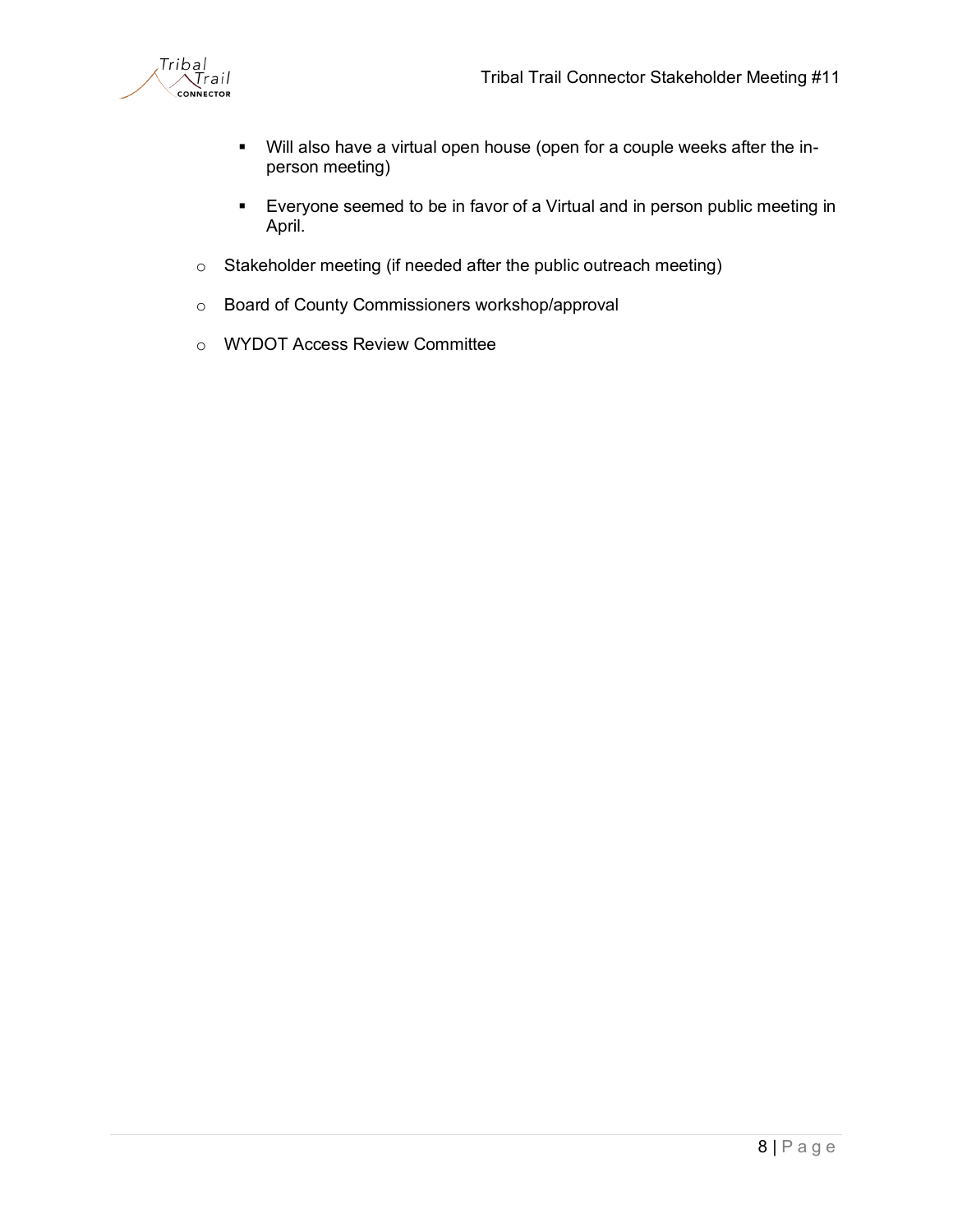- Will also have a virtual open house (open for a couple weeks after the in-person meeting)
    - Everyone seemed to be in favor of a Virtual and in person public meeting in April.
  - Stakeholder meeting (if needed after the public outreach meeting)
  - Board of County Commissioners workshop/approval
  - WYDOT Access Review Committee